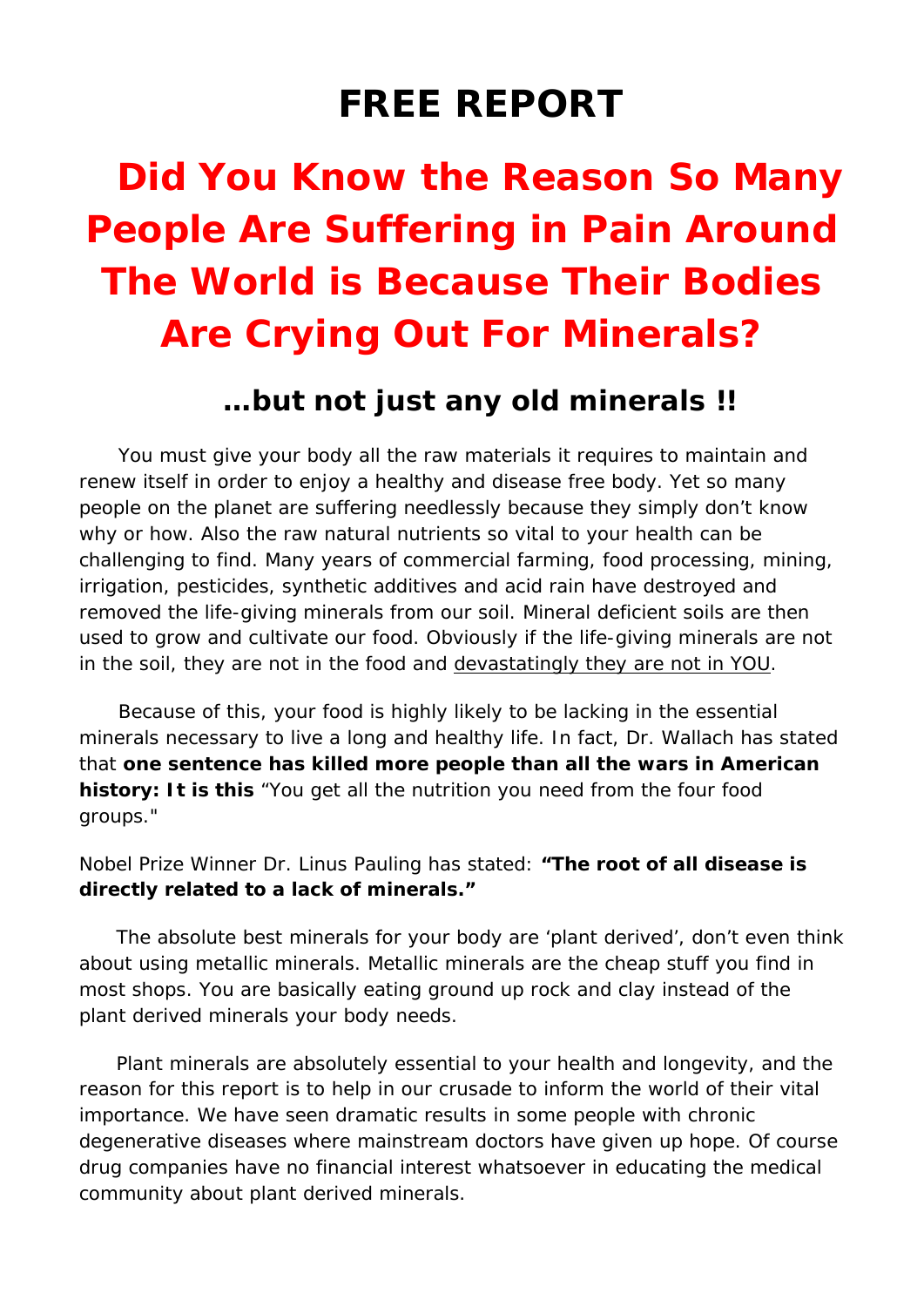# FREE REPORT

## Did You Know the Reason So Many People Are Suffering in Pain Around The World is Because Their Bodies Are Crying Out For Minerals?

### …but not just any old minerals !!

You must give your body all the raw materials it requires to maintain and renew itself in order to enjoy a healthy and disease free body. Yet so many people on the planet are suffering needlessly because they simply don't know why or how. Also the raw natural nutrients so vital to your health can be challenging to find. Many years of commercial farming, food processing, mining, irrigation, pesticides, synthetic additives and acid rain have destroyed and removed the life-giving minerals from our soil. Mineral deficient soils are then used to grow and cultivate our food. Obviously if the life-giving minerals are not in the soil, they are not in the food and <u>devastatingly they are not in YOU</u>.

Because of this, your food is highly likely to be lacking in the essential minerals necessary to live a long and healthy life. In fact, Dr. Wallach has stated that **one sentence has killed more people than all the wars in American history: It is this** "You get all the nutrition you need from the four food groups."

Nobel Prize Winner Dr. Linus Pauling has stated: **"The root of all disease is directly related to a lack of minerals."**

The absolute best minerals for your body are 'plant derived', don't even think about using metallic minerals. Metallic minerals are the cheap stuff you find in most shops. You are basically eating ground up rock and clay instead of the plant derived minerals your body needs.

Plant minerals are absolutely essential to your health and longevity, and the reason for this report is to help in our crusade to inform the world of their vital importance. We have seen dramatic results in some people with chronic degenerative diseases where mainstream doctors have given up hope. Of course drug companies have no financial interest whatsoever in educating the medical community about plant derived minerals.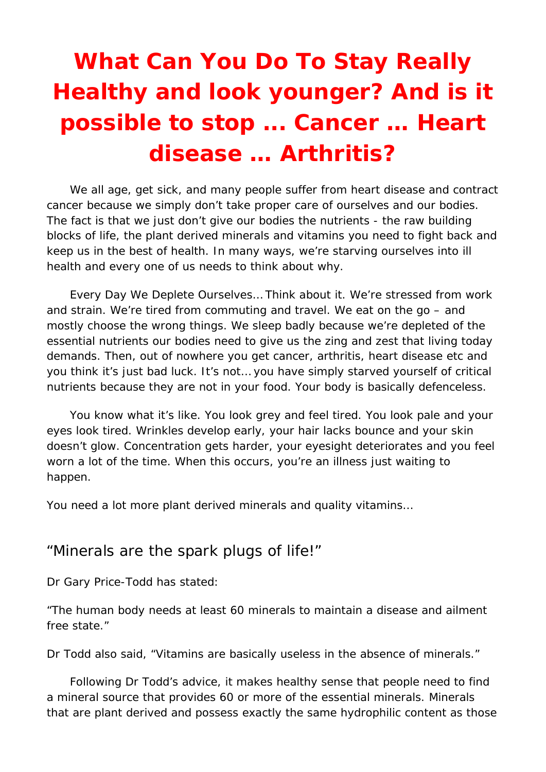# What Can You Do To Stay Really Healthy and look younger? And is it possible to stop … Cancer … Heart disease … Arthritis?

We all age, get sick, and many people suffer from heart disease and contract cancer because we simply don't take proper care of ourselves and our bodies. The fact is that we just don't give our bodies the nutrients - the raw building blocks of life, the plant derived minerals and vitamins you need to fight back and keep us in the best of health. In many ways, we're starving ourselves into ill health and every one of us needs to think about why.

Every Day We Deplete Ourselves… Think about it. We're stressed from work and strain. We're tired from commuting and travel. We eat on the go – and mostly choose the wrong things. We sleep badly because we're depleted of the essential nutrients our bodies need to give us the zing and zest that living today demands. Then, out of nowhere you get cancer, arthritis, heart disease etc and you think it's just bad luck. It's not… you have simply starved yourself of critical nutrients because they are not in your food. Your body is basically defenceless.

You know what it's like. You look grey and feel tired. You look pale and your eyes look tired. Wrinkles develop early, your hair lacks bounce and your skin doesn't glow. Concentration gets harder, your eyesight deteriorates and you feel worn a lot of the time. When this occurs, you're an illness just waiting to happen.

You need a lot more plant derived minerals and quality vitamins…

## "Minerals are the spark plugs of life!"

Dr Gary Price-Todd has stated:

"The human body needs at least 60 minerals to maintain a disease and ailment free state."

Dr Todd also said, "Vitamins are basically useless in the absence of minerals."

Following Dr Todd's advice, it makes healthy sense that people need to find a mineral source that provides 60 or more of the essential minerals. Minerals that are plant derived and possess exactly the same hydrophilic content as those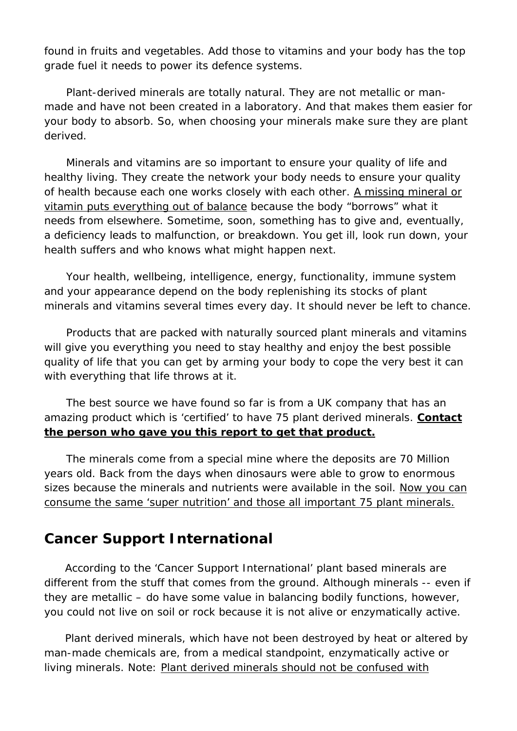found in fruits and vegetables. Add those to vitamins and your body has the top grade fuel it needs to power its defence systems.

Plant-derived minerals are totally natural. They are not metallic or man-made and have not been created in a laboratory. And that makes them easier for your body to absorb. So, when choosing your minerals make sure they are plant derived.

Minerals and vitamins are so important to ensure your quality of life and healthy living. They create the network your body needs to ensure your quality of health because each one works closely with each other. <u>A missing mineral or vitamin puts everything out of balance</u> because the body "borrows" what it needs from elsewhere. Sometime, soon, something has to give and, eventually, a deficiency leads to malfunction, or breakdown. You get ill, look run down, your health suffers and who knows what might happen next.

Your health, wellbeing, intelligence, energy, functionality, immune system and your appearance depend on the body replenishing its stocks of plant minerals and vitamins several times every day. It should never be left to chance.

Products that are packed with naturally sourced plant minerals and vitamins will give you everything you need to stay healthy and enjoy the best possible quality of life that you can get by arming your body to cope the very best it can with everything that life throws at it.

The best source we have found so far is from a UK company that has an amazing product which is 'certified' to have 75 plant derived minerals. **<u>Contact the person who gave you this report to get that product.</u>**

The minerals come from a special mine where the deposits are 70 Million years old. Back from the days when dinosaurs were able to grow to enormous sizes because the minerals and nutrients were available in the soil. <u>Now you can consume the same 'super nutrition' and those all important 75 plant minerals.</u>

## Cancer Support International

According to the 'Cancer Support International' plant based minerals are different from the stuff that comes from the ground. Although minerals -- even if they are metallic – do have some value in balancing bodily functions, however, you could not live on soil or rock because it is not alive or enzymatically active.

Plant derived minerals, which have not been destroyed by heat or altered by man-made chemicals are, from a medical standpoint, enzymatically active or living minerals. Note: <u>Plant derived minerals should not be confused with</u>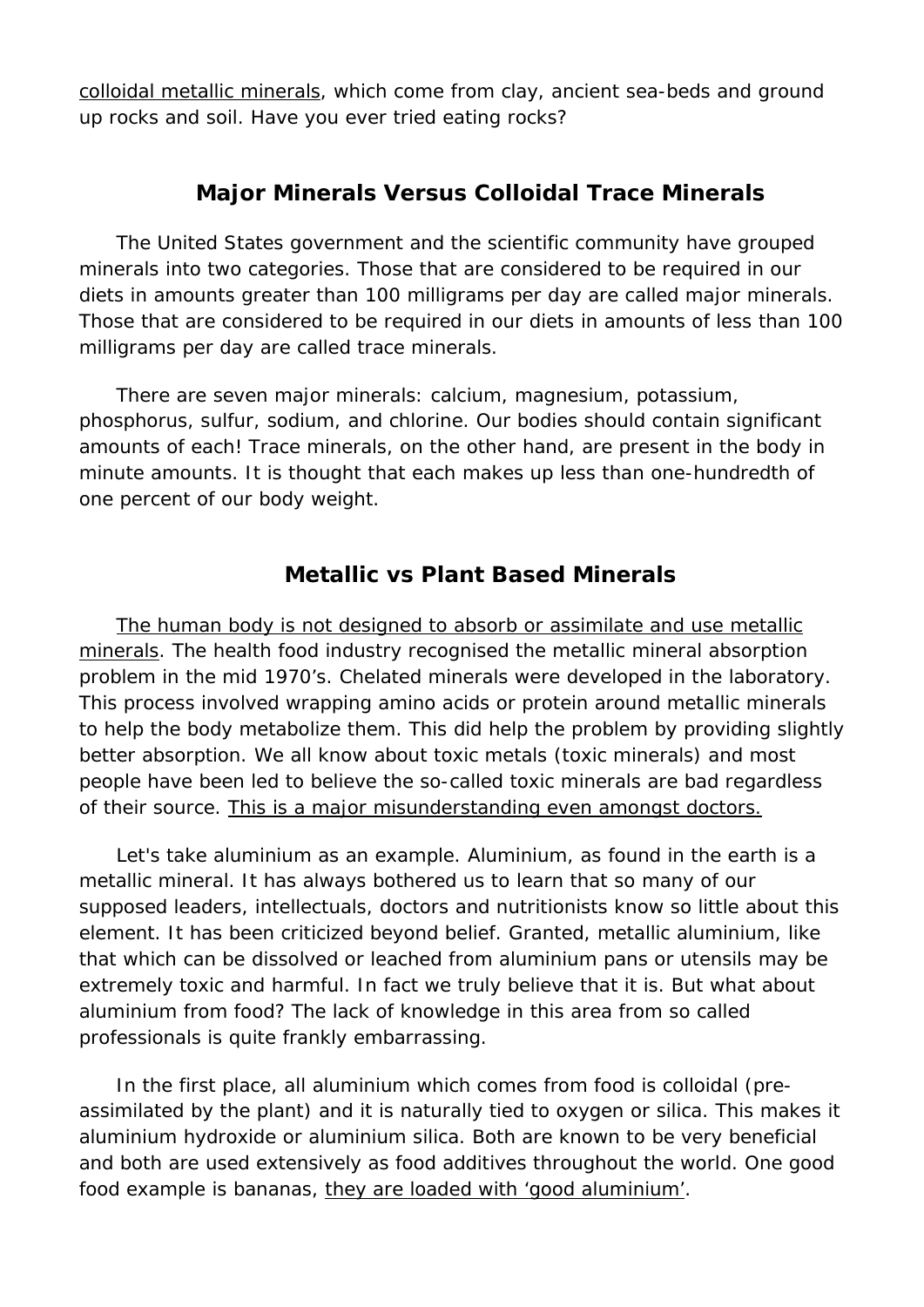colloidal metallic minerals, which come from clay, ancient sea-beds and ground up rocks and soil. Have you ever tried eating rocks?

## Major Minerals Versus Colloidal Trace Minerals

The United States government and the scientific community have grouped minerals into two categories. Those that are considered to be required in our diets in amounts greater than 100 milligrams per day are called major minerals. Those that are considered to be required in our diets in amounts of less than 100 milligrams per day are called trace minerals.

There are seven major minerals: calcium, magnesium, potassium, phosphorus, sulfur, sodium, and chlorine. Our bodies should contain significant amounts of each! Trace minerals, on the other hand, are present in the body in minute amounts. It is thought that each makes up less than one-hundredth of one percent of our body weight.

## Metallic vs Plant Based Minerals

The human body is not designed to absorb or assimilate and use metallic minerals. The health food industry recognised the metallic mineral absorption problem in the mid 1970's. Chelated minerals were developed in the laboratory. This process involved wrapping amino acids or protein around metallic minerals to help the body metabolize them. This did help the problem by providing slightly better absorption. We all know about toxic metals (toxic minerals) and most people have been led to believe the so-called toxic minerals are bad regardless of their source. This is a major misunderstanding even amongst doctors.

Let's take aluminium as an example. Aluminium, as found in the earth is a metallic mineral. It has always bothered us to learn that so many of our supposed leaders, intellectuals, doctors and nutritionists know so little about this element. It has been criticized beyond belief. Granted, metallic aluminium, like that which can be dissolved or leached from aluminium pans or utensils may be extremely toxic and harmful. In fact we truly believe that it is. But what about aluminium from food? The lack of knowledge in this area from so called professionals is quite frankly embarrassing.

In the first place, all aluminium which comes from food is colloidal (pre-assimilated by the plant) and it is naturally tied to oxygen or silica. This makes it aluminium hydroxide or aluminium silica. Both are known to be very beneficial and both are used extensively as food additives throughout the world. One good food example is bananas, they are loaded with 'good aluminium'.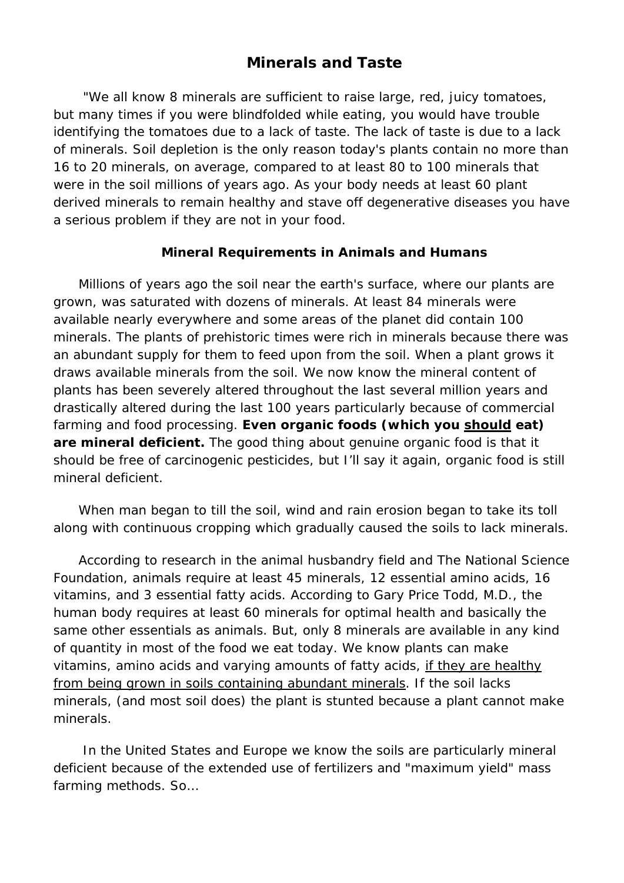# Minerals and Taste

"We all know 8 minerals are sufficient to raise large, red, juicy tomatoes, but many times if you were blindfolded while eating, you would have trouble identifying the tomatoes due to a lack of taste. The lack of taste is due to a lack of minerals. Soil depletion is the only reason today's plants contain no more than 16 to 20 minerals, on average, compared to at least 80 to 100 minerals that were in the soil millions of years ago. As your body needs at least 60 plant derived minerals to remain healthy and stave off degenerative diseases you have a serious problem if they are not in your food.

## Mineral Requirements in Animals and Humans

Millions of years ago the soil near the earth's surface, where our plants are grown, was saturated with dozens of minerals. At least 84 minerals were available nearly everywhere and some areas of the planet did contain 100 minerals. The plants of prehistoric times were rich in minerals because there was an abundant supply for them to feed upon from the soil. When a plant grows it draws available minerals from the soil. We now know the mineral content of plants has been severely altered throughout the last several million years and drastically altered during the last 100 years particularly because of commercial farming and food processing. **Even organic foods (which you <u>should</u> eat) are mineral deficient.** The good thing about genuine organic food is that it should be free of carcinogenic pesticides, but I'll say it again, organic food is still mineral deficient.

When man began to till the soil, wind and rain erosion began to take its toll along with continuous cropping which gradually caused the soils to lack minerals.

According to research in the animal husbandry field and The National Science Foundation, animals require at least 45 minerals, 12 essential amino acids, 16 vitamins, and 3 essential fatty acids. According to Gary Price Todd, M.D., the human body requires at least 60 minerals for optimal health and basically the same other essentials as animals. But, only 8 minerals are available in any kind of quantity in most of the food we eat today. We know plants can make vitamins, amino acids and varying amounts of fatty acids, <u>if they are healthy from being grown in soils containing abundant minerals</u>. If the soil lacks minerals, (and most soil does) the plant is stunted because a plant cannot make minerals.

In the United States and Europe we know the soils are particularly mineral deficient because of the extended use of fertilizers and "maximum yield" mass farming methods. So...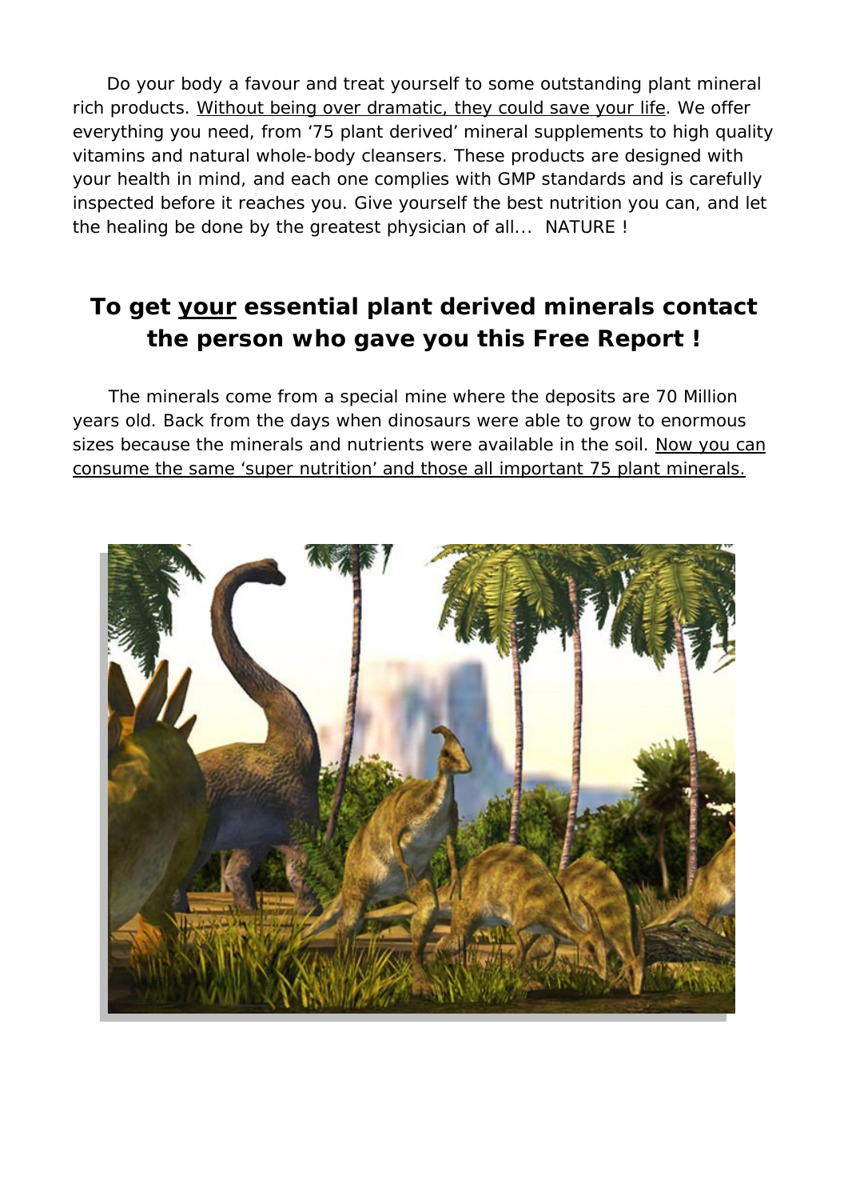Do your body a favour and treat yourself to some outstanding plant mineral rich products. Without being over dramatic, they could save your life. We offer everything you need, from '75 plant derived' mineral supplements to high quality vitamins and natural whole-body cleansers. These products are designed with your health in mind, and each one complies with GMP standards and is carefully inspected before it reaches you. Give yourself the best nutrition you can, and let the healing be done by the greatest physician of all... NATURE !

## To get your essential plant derived minerals contact the person who gave you this Free Report !

The minerals come from a special mine where the deposits are 70 Million years old. Back from the days when dinosaurs were able to grow to enormous sizes because the minerals and nutrients were available in the soil. Now you can consume the same 'super nutrition' and those all important 75 plant minerals.